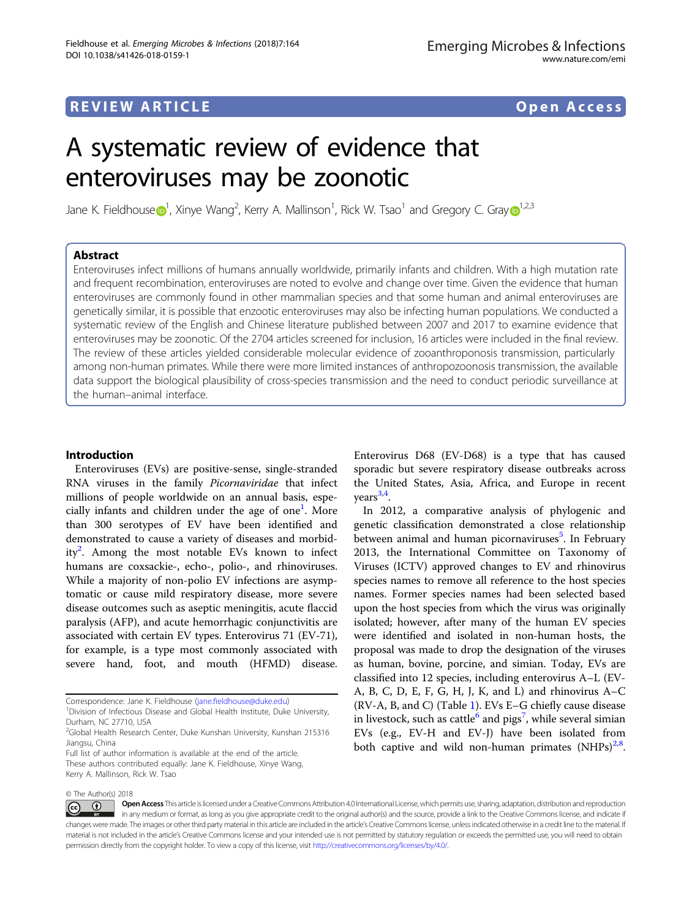REVIEW ARTICLE

Open Access

# A systematic review of evidence that enteroviruses may be zoonotic

Jane K. Fieldhouse[1], Xinye Wang[2], Kerry A. Mallinson[1], Rick W. Tsao[1] and Gregory C. Gray[1,2,3]

## Abstract

Enteroviruses infect millions of humans annually worldwide, primarily infants and children. With a high mutation rate and frequent recombination, enteroviruses are noted to evolve and change over time. Given the evidence that human enteroviruses are commonly found in other mammalian species and that some human and animal enteroviruses are genetically similar, it is possible that enzootic enteroviruses may also be infecting human populations. We conducted a systematic review of the English and Chinese literature published between 2007 and 2017 to examine evidence that enteroviruses may be zoonotic. Of the 2704 articles screened for inclusion, 16 articles were included in the final review. The review of these articles yielded considerable molecular evidence of zooanthroponosis transmission, particularly among non-human primates. While there were more limited instances of anthropozoonosis transmission, the available data support the biological plausibility of cross-species transmission and the need to conduct periodic surveillance at the human–animal interface.

## Introduction

Enteroviruses (EVs) are positive-sense, single-stranded RNA viruses in the family *Picornaviridae* that infect millions of people worldwide on an annual basis, especially infants and children under the age of one[1]. More than 300 serotypes of EV have been identified and demonstrated to cause a variety of diseases and morbidity[2]. Among the most notable EVs known to infect humans are coxsackie-, echo-, polio-, and rhinoviruses. While a majority of non-polio EV infections are asymptomatic or cause mild respiratory disease, more severe disease outcomes such as aseptic meningitis, acute flaccid paralysis (AFP), and acute hemorrhagic conjunctivitis are associated with certain EV types. Enterovirus 71 (EV-71), for example, is a type most commonly associated with severe hand, foot, and mouth (HFMD) disease. Enterovirus D68 (EV-D68) is a type that has caused sporadic but severe respiratory disease outbreaks across the United States, Asia, Africa, and Europe in recent years[3,4].

In 2012, a comparative analysis of phylogenic and genetic classification demonstrated a close relationship between animal and human picornaviruses[5]. In February 2013, the International Committee on Taxonomy of Viruses (ICTV) approved changes to EV and rhinovirus species names to remove all reference to the host species names. Former species names had been selected based upon the host species from which the virus was originally isolated; however, after many of the human EV species were identified and isolated in non-human hosts, the proposal was made to drop the designation of the viruses as human, bovine, porcine, and simian. Today, EVs are classified into 12 species, including enterovirus A–L (EV-A, B, C, D, E, F, G, H, J, K, and L) and rhinovirus A–C (RV-A, B, and C) (Table 1). EVs E–G chiefly cause disease in livestock, such as cattle[6] and pigs[7], while several simian EVs (e.g., EV-H and EV-J) have been isolated from both captive and wild non-human primates (NHPs)[2,8].

Correspondence: Jane K. Fieldhouse (jane.fieldhouse@duke.edu)
[1]Division of Infectious Disease and Global Health Institute, Duke University, Durham, NC 27710, USA
[2]Global Health Research Center, Duke Kunshan University, Kunshan 215316 Jiangsu, China
Full list of author information is available at the end of the article.
These authors contributed equally: Jane K. Fieldhouse, Xinye Wang, Kerry A. Mallinson, Rick W. Tsao

© The Author(s) 2018

Open Access This article is licensed under a Creative Commons Attribution 4.0 International License, which permits use, sharing, adaptation, distribution and reproduction in any medium or format, as long as you give appropriate credit to the original author(s) and the source, provide a link to the Creative Commons license, and indicate if changes were made. The images or other third party material in this article are included in the article's Creative Commons license, unless indicated otherwise in a credit line to the material. If material is not included in the article's Creative Commons license and your intended use is not permitted by statutory regulation or exceeds the permitted use, you will need to obtain permission directly from the copyright holder. To view a copy of this license, visit http://creativecommons.org/licenses/by/4.0/.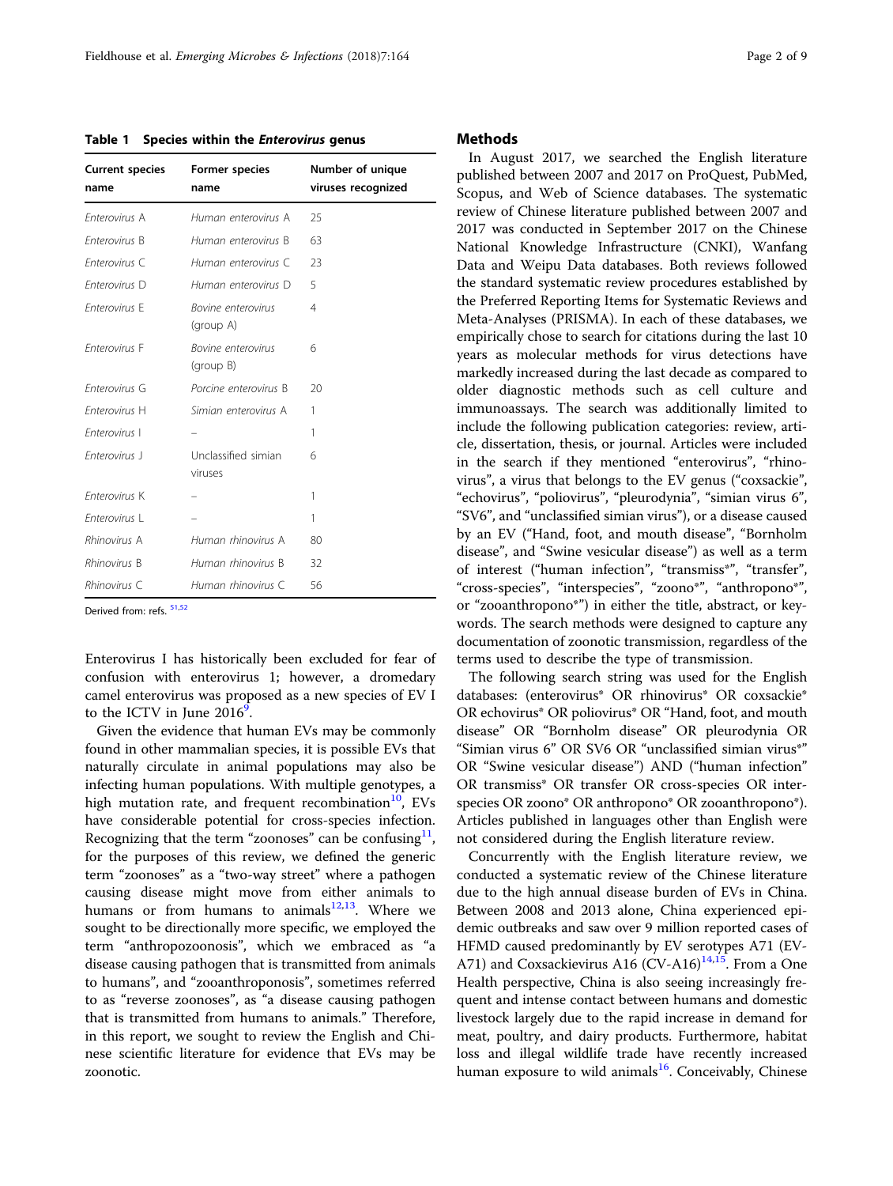**Table 1 Species within the *Enterovirus* genus**

| Current species name | Former species name | Number of unique viruses recognized |
|---|---|---|
| *Enterovirus A* | *Human enterovirus A* | 25 |
| *Enterovirus B* | *Human enterovirus B* | 63 |
| *Enterovirus C* | *Human enterovirus C* | 23 |
| *Enterovirus D* | *Human enterovirus D* | 5 |
| *Enterovirus E* | *Bovine enterovirus* (group A) | 4 |
| *Enterovirus F* | *Bovine enterovirus* (group B) | 6 |
| *Enterovirus G* | *Porcine enterovirus B* | 20 |
| *Enterovirus H* | *Simian enterovirus A* | 1 |
| *Enterovirus I* | – | 1 |
| *Enterovirus J* | Unclassified simian viruses | 6 |
| *Enterovirus K* | – | 1 |
| *Enterovirus L* | – | 1 |
| *Rhinovirus A* | *Human rhinovirus A* | 80 |
| *Rhinovirus B* | *Human rhinovirus B* | 32 |
| *Rhinovirus C* | *Human rhinovirus C* | 56 |

Derived from: refs. [51,52]

Enterovirus I has historically been excluded for fear of confusion with enterovirus 1; however, a dromedary camel enterovirus was proposed as a new species of EV I to the ICTV in June 2016[9].

Given the evidence that human EVs may be commonly found in other mammalian species, it is possible EVs that naturally circulate in animal populations may also be infecting human populations. With multiple genotypes, a high mutation rate, and frequent recombination[10], EVs have considerable potential for cross-species infection. Recognizing that the term "zoonoses" can be confusing[11], for the purposes of this review, we defined the generic term "zoonoses" as a "two-way street" where a pathogen causing disease might move from either animals to humans or from humans to animals[12,13]. Where we sought to be directionally more specific, we employed the term "anthropozoonosis", which we embraced as "a disease causing pathogen that is transmitted from animals to humans", and "zooanthroponosis", sometimes referred to as "reverse zoonoses", as "a disease causing pathogen that is transmitted from humans to animals." Therefore, in this report, we sought to review the English and Chinese scientific literature for evidence that EVs may be zoonotic.

## Methods

In August 2017, we searched the English literature published between 2007 and 2017 on ProQuest, PubMed, Scopus, and Web of Science databases. The systematic review of Chinese literature published between 2007 and 2017 was conducted in September 2017 on the Chinese National Knowledge Infrastructure (CNKI), Wanfang Data and Weipu Data databases. Both reviews followed the standard systematic review procedures established by the Preferred Reporting Items for Systematic Reviews and Meta-Analyses (PRISMA). In each of these databases, we empirically chose to search for citations during the last 10 years as molecular methods for virus detections have markedly increased during the last decade as compared to older diagnostic methods such as cell culture and immunoassays. The search was additionally limited to include the following publication categories: review, article, dissertation, thesis, or journal. Articles were included in the search if they mentioned "enterovirus", "rhinovirus", a virus that belongs to the EV genus ("coxsackie", "echovirus", "poliovirus", "pleurodynia", "simian virus 6", "SV6", and "unclassified simian virus"), or a disease caused by an EV ("Hand, foot, and mouth disease", "Bornholm disease", and "Swine vesicular disease") as well as a term of interest ("human infection", "transmiss*", "transfer", "cross-species", "interspecies", "zoono*", "anthropono*", or "zooanthropono*") in either the title, abstract, or keywords. The search methods were designed to capture any documentation of zoonotic transmission, regardless of the terms used to describe the type of transmission.

The following search string was used for the English databases: (enterovirus* OR rhinovirus* OR coxsackie* OR echovirus* OR poliovirus* OR "Hand, foot, and mouth disease" OR "Bornholm disease" OR pleurodynia OR "Simian virus 6" OR SV6 OR "unclassified simian virus*" OR "Swine vesicular disease") AND ("human infection" OR transmiss* OR transfer OR cross-species OR interspecies OR zoono* OR anthropono* OR zooanthropono*). Articles published in languages other than English were not considered during the English literature review.

Concurrently with the English literature review, we conducted a systematic review of the Chinese literature due to the high annual disease burden of EVs in China. Between 2008 and 2013 alone, China experienced epidemic outbreaks and saw over 9 million reported cases of HFMD caused predominantly by EV serotypes A71 (EV-A71) and Coxsackievirus A16 (CV-A16)[14,15]. From a One Health perspective, China is also seeing increasingly frequent and intense contact between humans and domestic livestock largely due to the rapid increase in demand for meat, poultry, and dairy products. Furthermore, habitat loss and illegal wildlife trade have recently increased human exposure to wild animals[16]. Conceivably, Chinese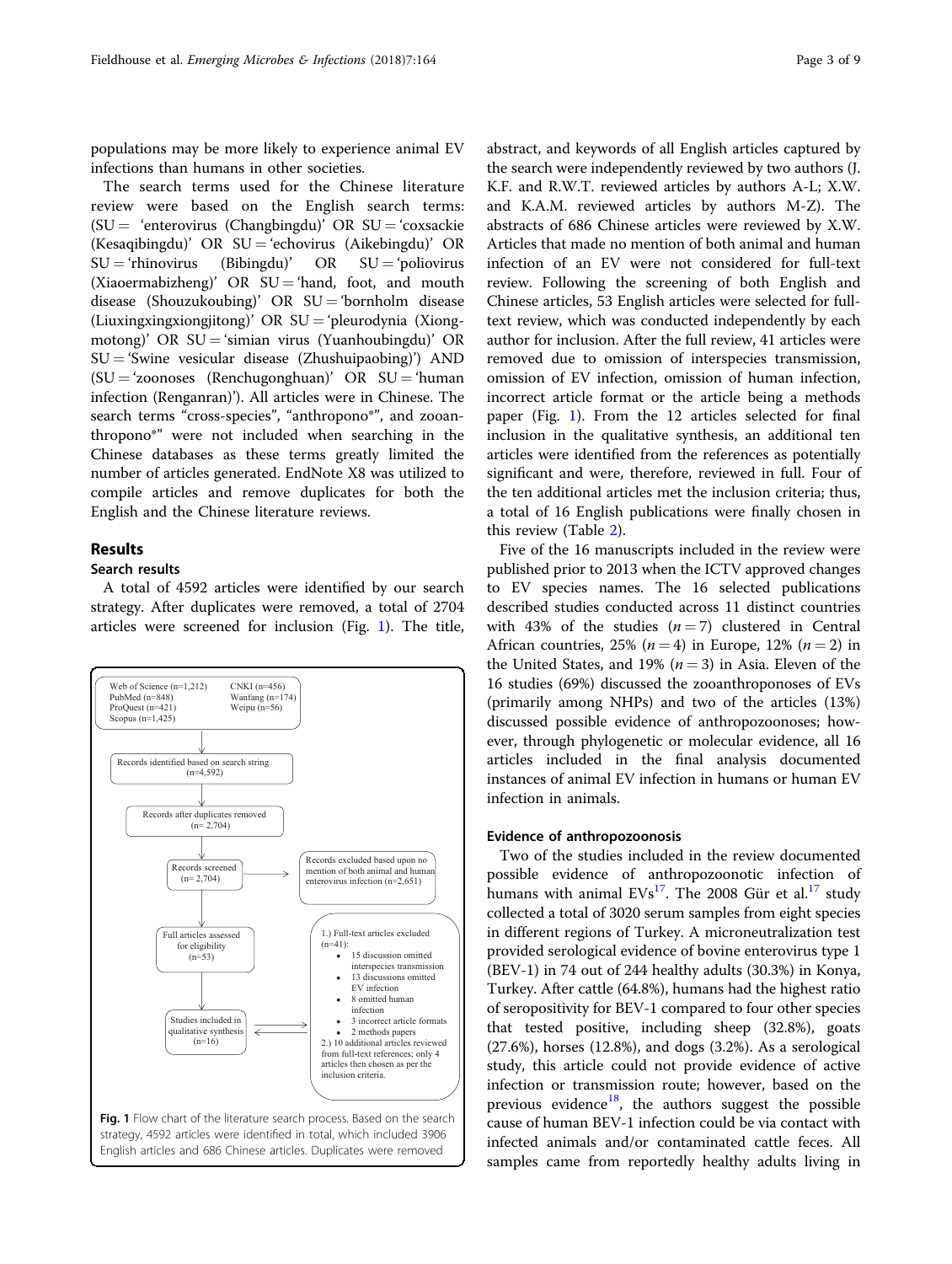populations may be more likely to experience animal EV infections than humans in other societies.

The search terms used for the Chinese literature review were based on the English search terms: (SU = 'enterovirus (Changbingdu)' OR SU = 'coxsackie (Kesaqibingdu)' OR SU = 'echovirus (Aikebingdu)' OR SU = 'rhinovirus (Bibingdu)' OR SU = 'poliovirus (Xiaoermabizheng)' OR SU = 'hand, foot, and mouth disease (Shouzukoubing)' OR SU = 'bornholm disease (Liuxingxingxiongjitong)' OR SU = 'pleurodynia (Xiongmotong)' OR SU = 'simian virus (Yuanhoubingdu)' OR SU = 'Swine vesicular disease (Zhushuipaobing)') AND (SU = 'zoonoses (Renchugonghuan)' OR SU = 'human infection (Renganran)'). All articles were in Chinese. The search terms "cross-species", "anthropono*", and zooanthropono*" were not included when searching in the Chinese databases as these terms greatly limited the number of articles generated. EndNote X8 was utilized to compile articles and remove duplicates for both the English and the Chinese literature reviews.

## Results

### Search results

A total of 4592 articles were identified by our search strategy. After duplicates were removed, a total of 2704 articles were screened for inclusion (Fig. 1). The title, abstract, and keywords of all English articles captured by the search were independently reviewed by two authors (J. K.F. and R.W.T. reviewed articles by authors A-L; X.W. and K.A.M. reviewed articles by authors M-Z). The abstracts of 686 Chinese articles were reviewed by X.W. Articles that made no mention of both animal and human infection of an EV were not considered for full-text review. Following the screening of both English and Chinese articles, 53 English articles were selected for full-text review, which was conducted independently by each author for inclusion. After the full review, 41 articles were removed due to omission of interspecies transmission, omission of EV infection, omission of human infection, incorrect article format or the article being a methods paper (Fig. 1). From the 12 articles selected for final inclusion in the qualitative synthesis, an additional ten articles were identified from the references as potentially significant and were, therefore, reviewed in full. Four of the ten additional articles met the inclusion criteria; thus, a total of 16 English publications were finally chosen in this review (Table 2).

Web of Science (n=1,212)
PubMed (n=848)
ProQuest (n=421)
Scopus (n=1,425)
CNKI (n=456)
Wanfang (n=174)
Weipu (n=56)

Records identified based on search string (n=4,592)

Records after duplicates removed (n= 2,704)

Records screened (n= 2,704)

Records excluded based upon no mention of both animal and human enterovirus infection (n=2,651)

Full articles assessed for eligibility (n=53)

1.) Full-text articles excluded (n=41):
- 15 discussion omitted interspecies transmission
- 13 discussions omitted EV infection
- 8 omitted human infection
- 3 incorrect article formats
- 2 methods papers

2.) 10 additional articles reviewed from full-text references; only 4 articles then chosen as per the inclusion criteria.

Studies included in qualitative synthesis (n=16)

**Fig. 1** Flow chart of the literature search process. Based on the search strategy, 4592 articles were identified in total, which included 3906 English articles and 686 Chinese articles. Duplicates were removed

Five of the 16 manuscripts included in the review were published prior to 2013 when the ICTV approved changes to EV species names. The 16 selected publications described studies conducted across 11 distinct countries with 43% of the studies ($n = 7$) clustered in Central African countries, 25% ($n = 4$) in Europe, 12% ($n = 2$) in the United States, and 19% ($n = 3$) in Asia. Eleven of the 16 studies (69%) discussed the zooanthroponoses of EVs (primarily among NHPs) and two of the articles (13%) discussed possible evidence of anthropozoonoses; however, through phylogenetic or molecular evidence, all 16 articles included in the final analysis documented instances of animal EV infection in humans or human EV infection in animals.

### Evidence of anthropozoonosis

Two of the studies included in the review documented possible evidence of anthropozoonotic infection of humans with animal EVs[17]. The 2008 Gür et al.[17] study collected a total of 3020 serum samples from eight species in different regions of Turkey. A microneutralization test provided serological evidence of bovine enterovirus type 1 (BEV-1) in 74 out of 244 healthy adults (30.3%) in Konya, Turkey. After cattle (64.8%), humans had the highest ratio of seropositivity for BEV-1 compared to four other species that tested positive, including sheep (32.8%), goats (27.6%), horses (12.8%), and dogs (3.2%). As a serological study, this article could not provide evidence of active infection or transmission route; however, based on the previous evidence[18], the authors suggest the possible cause of human BEV-1 infection could be via contact with infected animals and/or contaminated cattle feces. All samples came from reportedly healthy adults living in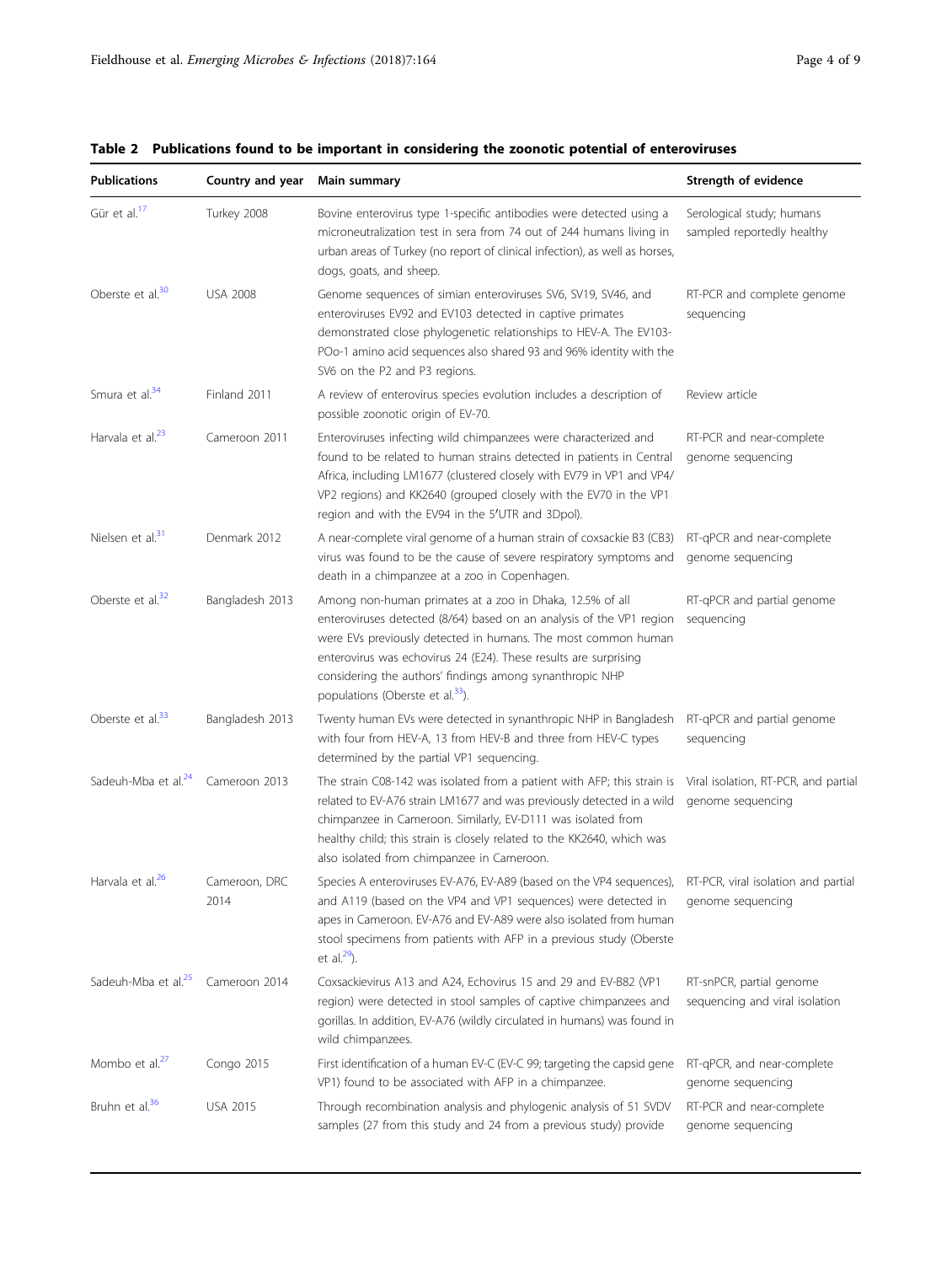**Table 2 Publications found to be important in considering the zoonotic potential of enteroviruses**

| Publications | Country and year | Main summary | Strength of evidence |
|---|---|---|---|
| Gür et al.[17] | Turkey 2008 | Bovine enterovirus type 1-specific antibodies were detected using a microneutralization test in sera from 74 out of 244 humans living in urban areas of Turkey (no report of clinical infection), as well as horses, dogs, goats, and sheep. | Serological study; humans sampled reportedly healthy |
| Oberste et al.[30] | USA 2008 | Genome sequences of simian enteroviruses SV6, SV19, SV46, and enteroviruses EV92 and EV103 detected in captive primates demonstrated close phylogenetic relationships to HEV-A. The EV103-POo-1 amino acid sequences also shared 93 and 96% identity with the SV6 on the P2 and P3 regions. | RT-PCR and complete genome sequencing |
| Smura et al.[34] | Finland 2011 | A review of enterovirus species evolution includes a description of possible zoonotic origin of EV-70. | Review article |
| Harvala et al.[23] | Cameroon 2011 | Enteroviruses infecting wild chimpanzees were characterized and found to be related to human strains detected in patients in Central Africa, including LM1677 (clustered closely with EV79 in VP1 and VP4/VP2 regions) and KK2640 (grouped closely with the EV70 in the VP1 region and with the EV94 in the 5′UTR and 3Dpol). | RT-PCR and near-complete genome sequencing |
| Nielsen et al.[31] | Denmark 2012 | A near-complete viral genome of a human strain of coxsackie B3 (CB3) virus was found to be the cause of severe respiratory symptoms and death in a chimpanzee at a zoo in Copenhagen. | RT-qPCR and near-complete genome sequencing |
| Oberste et al.[32] | Bangladesh 2013 | Among non-human primates at a zoo in Dhaka, 12.5% of all enteroviruses detected (8/64) based on an analysis of the VP1 region were EVs previously detected in humans. The most common human enterovirus was echovirus 24 (E24). These results are surprising considering the authors' findings among synanthropic NHP populations (Oberste et al.[33]). | RT-qPCR and partial genome sequencing |
| Oberste et al.[33] | Bangladesh 2013 | Twenty human EVs were detected in synanthropic NHP in Bangladesh with four from HEV-A, 13 from HEV-B and three from HEV-C types determined by the partial VP1 sequencing. | RT-qPCR and partial genome sequencing |
| Sadeuh-Mba et al.[24] | Cameroon 2013 | The strain C08-142 was isolated from a patient with AFP; this strain is related to EV-A76 strain LM1677 and was previously detected in a wild chimpanzee in Cameroon. Similarly, EV-D111 was isolated from healthy child; this strain is closely related to the KK2640, which was also isolated from chimpanzee in Cameroon. | Viral isolation, RT-PCR, and partial genome sequencing |
| Harvala et al.[26] | Cameroon, DRC 2014 | Species A enteroviruses EV-A76, EV-A89 (based on the VP4 sequences), and A119 (based on the VP4 and VP1 sequences) were detected in apes in Cameroon. EV-A76 and EV-A89 were also isolated from human stool specimens from patients with AFP in a previous study (Oberste et al.[29]). | RT-PCR, viral isolation and partial genome sequencing |
| Sadeuh-Mba et al.[25] | Cameroon 2014 | Coxsackievirus A13 and A24, Echovirus 15 and 29 and EV-B82 (VP1 region) were detected in stool samples of captive chimpanzees and gorillas. In addition, EV-A76 (wildly circulated in humans) was found in wild chimpanzees. | RT-snPCR, partial genome sequencing and viral isolation |
| Mombo et al.[27] | Congo 2015 | First identification of a human EV-C (EV-C 99; targeting the capsid gene VP1) found to be associated with AFP in a chimpanzee. | RT-qPCR, and near-complete genome sequencing |
| Bruhn et al.[36] | USA 2015 | Through recombination analysis and phylogenic analysis of 51 SVDV samples (27 from this study and 24 from a previous study) provide | RT-PCR and near-complete genome sequencing |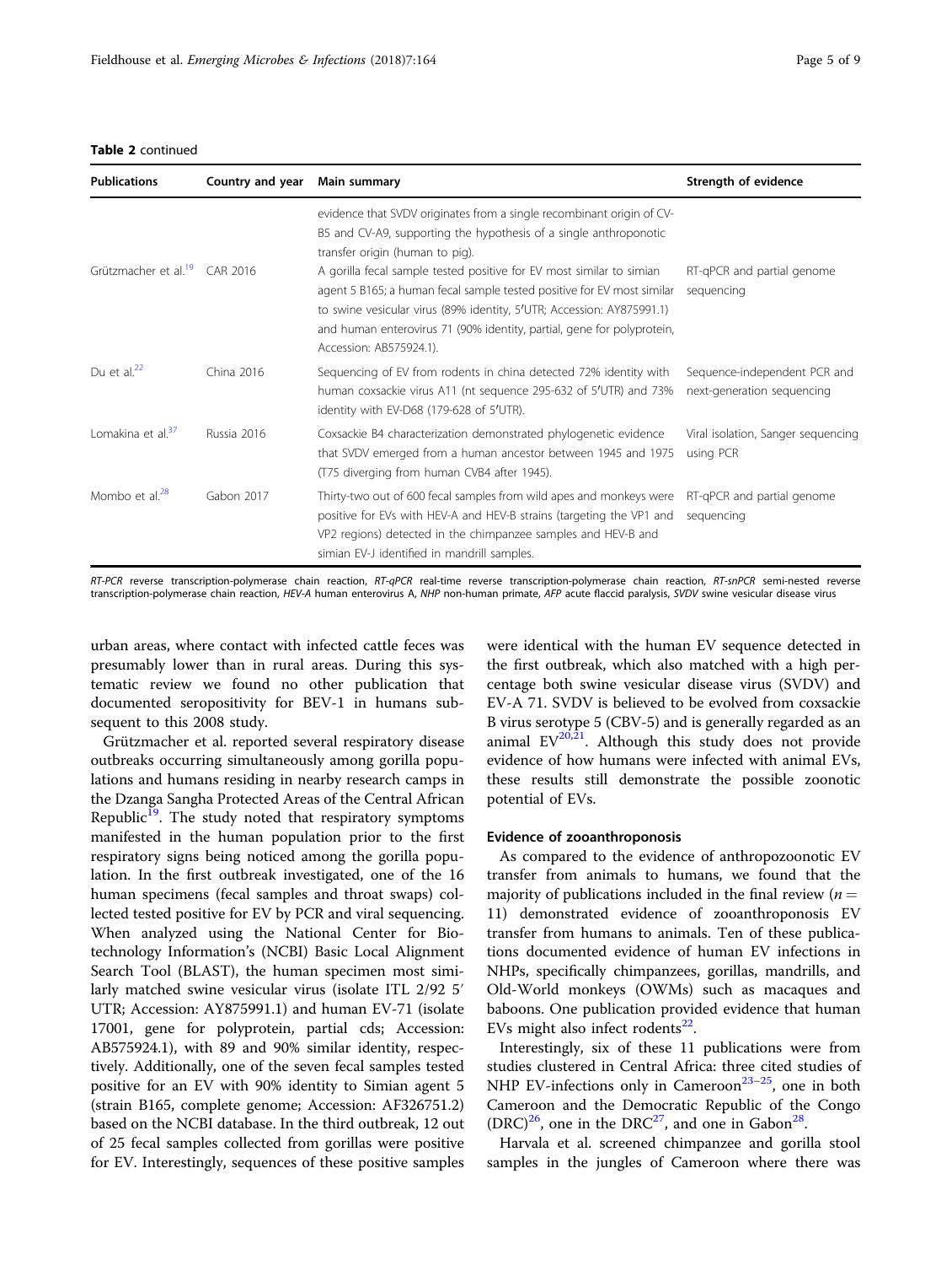**Table 2** continued

| Publications | Country and year | Main summary | Strength of evidence |
| --- | --- | --- | --- |
| | | evidence that SVDV originates from a single recombinant origin of CV-B5 and CV-A9, supporting the hypothesis of a single anthroponotic transfer origin (human to pig). | |
| Grützmacher et al.[19] | CAR 2016 | A gorilla fecal sample tested positive for EV most similar to simian agent 5 B165; a human fecal sample tested positive for EV most similar to swine vesicular virus (89% identity, 5′UTR; Accession: AY875991.1) and human enterovirus 71 (90% identity, partial, gene for polyprotein, Accession: AB575924.1). | RT-qPCR and partial genome sequencing |
| Du et al.[22] | China 2016 | Sequencing of EV from rodents in china detected 72% identity with human coxsackie virus A11 (nt sequence 295-632 of 5′UTR) and 73% identity with EV-D68 (179-628 of 5′UTR). | Sequence-independent PCR and next-generation sequencing |
| Lomakina et al.[37] | Russia 2016 | Coxsackie B4 characterization demonstrated phylogenetic evidence that SVDV emerged from a human ancestor between 1945 and 1975 (T75 diverging from human CVB4 after 1945). | Viral isolation, Sanger sequencing using PCR |
| Mombo et al.[28] | Gabon 2017 | Thirty-two out of 600 fecal samples from wild apes and monkeys were positive for EVs with HEV-A and HEV-B strains (targeting the VP1 and VP2 regions) detected in the chimpanzee samples and HEV-B and simian EV-J identified in mandrill samples. | RT-qPCR and partial genome sequencing |

*RT-PCR* reverse transcription-polymerase chain reaction, *RT-qPCR* real-time reverse transcription-polymerase chain reaction, *RT-snPCR* semi-nested reverse transcription-polymerase chain reaction, *HEV-A* human enterovirus A, *NHP* non-human primate, *AFP* acute flaccid paralysis, *SVDV* swine vesicular disease virus

urban areas, where contact with infected cattle feces was presumably lower than in rural areas. During this systematic review we found no other publication that documented seropositivity for BEV-1 in humans subsequent to this 2008 study.

Grützmacher et al. reported several respiratory disease outbreaks occurring simultaneously among gorilla populations and humans residing in nearby research camps in the Dzanga Sangha Protected Areas of the Central African Republic[19]. The study noted that respiratory symptoms manifested in the human population prior to the first respiratory signs being noticed among the gorilla population. In the first outbreak investigated, one of the 16 human specimens (fecal samples and throat swaps) collected tested positive for EV by PCR and viral sequencing. When analyzed using the National Center for Biotechnology Information's (NCBI) Basic Local Alignment Search Tool (BLAST), the human specimen most similarly matched swine vesicular virus (isolate ITL 2/92 5′ UTR; Accession: AY875991.1) and human EV-71 (isolate 17001, gene for polyprotein, partial cds; Accession: AB575924.1), with 89 and 90% similar identity, respectively. Additionally, one of the seven fecal samples tested positive for an EV with 90% identity to Simian agent 5 (strain B165, complete genome; Accession: AF326751.2) based on the NCBI database. In the third outbreak, 12 out of 25 fecal samples collected from gorillas were positive for EV. Interestingly, sequences of these positive samples were identical with the human EV sequence detected in the first outbreak, which also matched with a high percentage both swine vesicular disease virus (SVDV) and EV-A 71. SVDV is believed to be evolved from coxsackie B virus serotype 5 (CBV-5) and is generally regarded as an animal EV[20,21]. Although this study does not provide evidence of how humans were infected with animal EVs, these results still demonstrate the possible zoonotic potential of EVs.

### Evidence of zooanthroponosis

As compared to the evidence of anthropozoonotic EV transfer from animals to humans, we found that the majority of publications included in the final review ($n = 11$) demonstrated evidence of zooanthroponosis EV transfer from humans to animals. Ten of these publications documented evidence of human EV infections in NHPs, specifically chimpanzees, gorillas, mandrills, and Old-World monkeys (OWMs) such as macaques and baboons. One publication provided evidence that human EVs might also infect rodents[22].

Interestingly, six of these 11 publications were from studies clustered in Central Africa: three cited studies of NHP EV-infections only in Cameroon[23–25], one in both Cameroon and the Democratic Republic of the Congo (DRC)[26], one in the DRC[27], and one in Gabon[28].

Harvala et al. screened chimpanzee and gorilla stool samples in the jungles of Cameroon where there was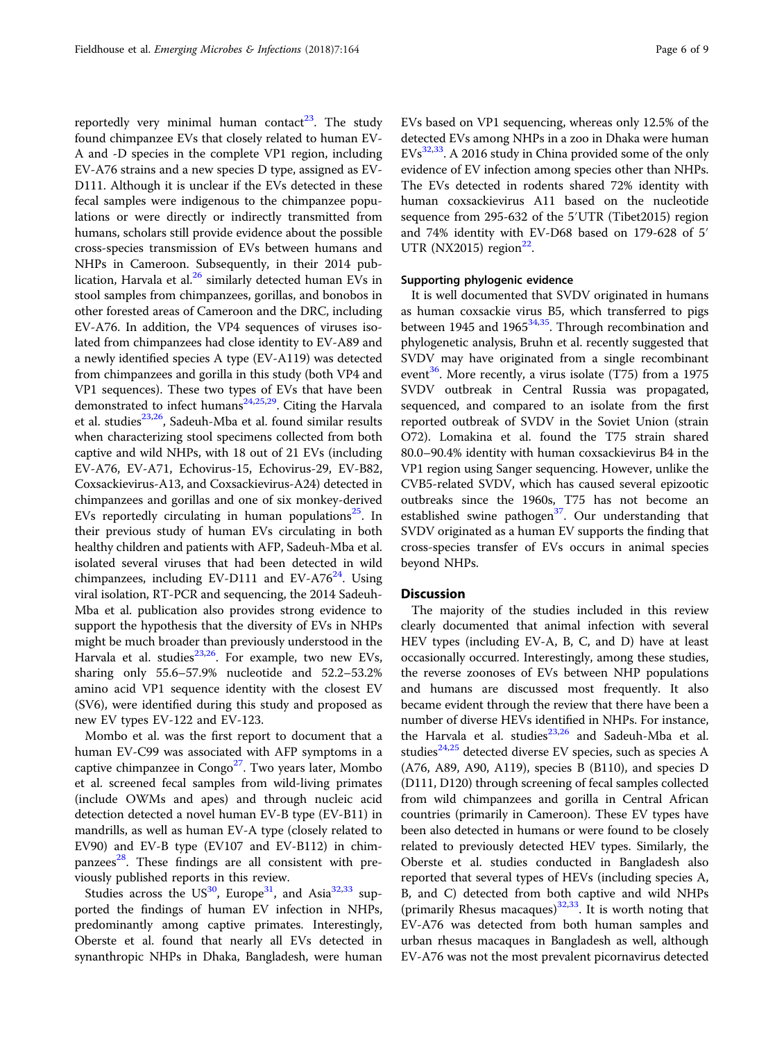reportedly very minimal human contact[23]. The study found chimpanzee EVs that closely related to human EV-A and -D species in the complete VP1 region, including EV-A76 strains and a new species D type, assigned as EV-D111. Although it is unclear if the EVs detected in these fecal samples were indigenous to the chimpanzee populations or were directly or indirectly transmitted from humans, scholars still provide evidence about the possible cross-species transmission of EVs between humans and NHPs in Cameroon. Subsequently, in their 2014 publication, Harvala et al.[26] similarly detected human EVs in stool samples from chimpanzees, gorillas, and bonobos in other forested areas of Cameroon and the DRC, including EV-A76. In addition, the VP4 sequences of viruses isolated from chimpanzees had close identity to EV-A89 and a newly identified species A type (EV-A119) was detected from chimpanzees and gorilla in this study (both VP4 and VP1 sequences). These two types of EVs that have been demonstrated to infect humans[24,25,29]. Citing the Harvala et al. studies[23,26], Sadeuh-Mba et al. found similar results when characterizing stool specimens collected from both captive and wild NHPs, with 18 out of 21 EVs (including EV-A76, EV-A71, Echovirus-15, Echovirus-29, EV-B82, Coxsackievirus-A13, and Coxsackievirus-A24) detected in chimpanzees and gorillas and one of six monkey-derived EVs reportedly circulating in human populations[25]. In their previous study of human EVs circulating in both healthy children and patients with AFP, Sadeuh-Mba et al. isolated several viruses that had been detected in wild chimpanzees, including EV-D111 and EV-A76[24]. Using viral isolation, RT-PCR and sequencing, the 2014 Sadeuh-Mba et al. publication also provides strong evidence to support the hypothesis that the diversity of EVs in NHPs might be much broader than previously understood in the Harvala et al. studies[23,26]. For example, two new EVs, sharing only 55.6–57.9% nucleotide and 52.2–53.2% amino acid VP1 sequence identity with the closest EV (SV6), were identified during this study and proposed as new EV types EV-122 and EV-123.

Mombo et al. was the first report to document that a human EV-C99 was associated with AFP symptoms in a captive chimpanzee in Congo[27]. Two years later, Mombo et al. screened fecal samples from wild-living primates (include OWMs and apes) and through nucleic acid detection detected a novel human EV-B type (EV-B11) in mandrills, as well as human EV-A type (closely related to EV90) and EV-B type (EV107 and EV-B112) in chimpanzees[28]. These findings are all consistent with previously published reports in this review.

Studies across the US[30], Europe[31], and Asia[32,33] supported the findings of human EV infection in NHPs, predominantly among captive primates. Interestingly, Oberste et al. found that nearly all EVs detected in synanthropic NHPs in Dhaka, Bangladesh, were human EVs based on VP1 sequencing, whereas only 12.5% of the detected EVs among NHPs in a zoo in Dhaka were human EVs[32,33]. A 2016 study in China provided some of the only evidence of EV infection among species other than NHPs. The EVs detected in rodents shared 72% identity with human coxsackievirus A11 based on the nucleotide sequence from 295-632 of the 5′UTR (Tibet2015) region and 74% identity with EV-D68 based on 179-628 of 5′ UTR (NX2015) region[22].

### Supporting phylogenic evidence

It is well documented that SVDV originated in humans as human coxsackie virus B5, which transferred to pigs between 1945 and 1965[34,35]. Through recombination and phylogenetic analysis, Bruhn et al. recently suggested that SVDV may have originated from a single recombinant event[36]. More recently, a virus isolate (T75) from a 1975 SVDV outbreak in Central Russia was propagated, sequenced, and compared to an isolate from the first reported outbreak of SVDV in the Soviet Union (strain O72). Lomakina et al. found the T75 strain shared 80.0–90.4% identity with human coxsackievirus B4 in the VP1 region using Sanger sequencing. However, unlike the CVB5-related SVDV, which has caused several epizootic outbreaks since the 1960s, T75 has not become an established swine pathogen[37]. Our understanding that SVDV originated as a human EV supports the finding that cross-species transfer of EVs occurs in animal species beyond NHPs.

## Discussion

The majority of the studies included in this review clearly documented that animal infection with several HEV types (including EV-A, B, C, and D) have at least occasionally occurred. Interestingly, among these studies, the reverse zoonoses of EVs between NHP populations and humans are discussed most frequently. It also became evident through the review that there have been a number of diverse HEVs identified in NHPs. For instance, the Harvala et al. studies[23,26] and Sadeuh-Mba et al. studies[24,25] detected diverse EV species, such as species A (A76, A89, A90, A119), species B (B110), and species D (D111, D120) through screening of fecal samples collected from wild chimpanzees and gorilla in Central African countries (primarily in Cameroon). These EV types have been also detected in humans or were found to be closely related to previously detected HEV types. Similarly, the Oberste et al. studies conducted in Bangladesh also reported that several types of HEVs (including species A, B, and C) detected from both captive and wild NHPs (primarily Rhesus macaques)[32,33]. It is worth noting that EV-A76 was detected from both human samples and urban rhesus macaques in Bangladesh as well, although EV-A76 was not the most prevalent picornavirus detected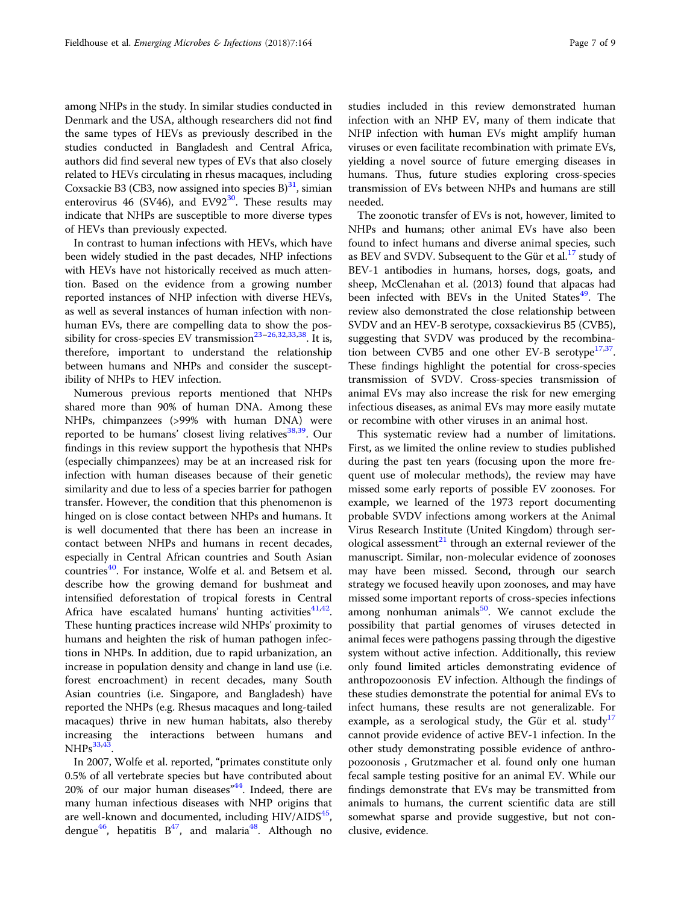among NHPs in the study. In similar studies conducted in Denmark and the USA, although researchers did not find the same types of HEVs as previously described in the studies conducted in Bangladesh and Central Africa, authors did find several new types of EVs that also closely related to HEVs circulating in rhesus macaques, including Coxsackie B3 (CB3, now assigned into species B)[31], simian enterovirus 46 (SV46), and EV92[30]. These results may indicate that NHPs are susceptible to more diverse types of HEVs than previously expected.

In contrast to human infections with HEVs, which have been widely studied in the past decades, NHP infections with HEVs have not historically received as much attention. Based on the evidence from a growing number reported instances of NHP infection with diverse HEVs, as well as several instances of human infection with non-human EVs, there are compelling data to show the possibility for cross-species EV transmission[23–26,32,33,38]. It is, therefore, important to understand the relationship between humans and NHPs and consider the susceptibility of NHPs to HEV infection.

Numerous previous reports mentioned that NHPs shared more than 90% of human DNA. Among these NHPs, chimpanzees (>99% with human DNA) were reported to be humans' closest living relatives[38,39]. Our findings in this review support the hypothesis that NHPs (especially chimpanzees) may be at an increased risk for infection with human diseases because of their genetic similarity and due to less of a species barrier for pathogen transfer. However, the condition that this phenomenon is hinged on is close contact between NHPs and humans. It is well documented that there has been an increase in contact between NHPs and humans in recent decades, especially in Central African countries and South Asian countries[40]. For instance, Wolfe et al. and Betsem et al. describe how the growing demand for bushmeat and intensified deforestation of tropical forests in Central Africa have escalated humans' hunting activities[41,42]. These hunting practices increase wild NHPs' proximity to humans and heighten the risk of human pathogen infections in NHPs. In addition, due to rapid urbanization, an increase in population density and change in land use (i.e. forest encroachment) in recent decades, many South Asian countries (i.e. Singapore, and Bangladesh) have reported the NHPs (e.g. Rhesus macaques and long-tailed macaques) thrive in new human habitats, also thereby increasing the interactions between humans and NHPs[33,43].

In 2007, Wolfe et al. reported, "primates constitute only 0.5% of all vertebrate species but have contributed about 20% of our major human diseases"[44]. Indeed, there are many human infectious diseases with NHP origins that are well-known and documented, including HIV/AIDS[45], dengue[46], hepatitis B[47], and malaria[48]. Although no studies included in this review demonstrated human infection with an NHP EV, many of them indicate that NHP infection with human EVs might amplify human viruses or even facilitate recombination with primate EVs, yielding a novel source of future emerging diseases in humans. Thus, future studies exploring cross-species transmission of EVs between NHPs and humans are still needed.

The zoonotic transfer of EVs is not, however, limited to NHPs and humans; other animal EVs have also been found to infect humans and diverse animal species, such as BEV and SVDV. Subsequent to the Gür et al.[17] study of BEV-1 antibodies in humans, horses, dogs, goats, and sheep, McClenahan et al. (2013) found that alpacas had been infected with BEVs in the United States[49]. The review also demonstrated the close relationship between SVDV and an HEV-B serotype, coxsackievirus B5 (CVB5), suggesting that SVDV was produced by the recombination between CVB5 and one other EV-B serotype[17,37]. These findings highlight the potential for cross-species transmission of SVDV. Cross-species transmission of animal EVs may also increase the risk for new emerging infectious diseases, as animal EVs may more easily mutate or recombine with other viruses in an animal host.

This systematic review had a number of limitations. First, as we limited the online review to studies published during the past ten years (focusing upon the more frequent use of molecular methods), the review may have missed some early reports of possible EV zoonoses. For example, we learned of the 1973 report documenting probable SVDV infections among workers at the Animal Virus Research Institute (United Kingdom) through serological assessment[21] through an external reviewer of the manuscript. Similar, non-molecular evidence of zoonoses may have been missed. Second, through our search strategy we focused heavily upon zoonoses, and may have missed some important reports of cross-species infections among nonhuman animals[50]. We cannot exclude the possibility that partial genomes of viruses detected in animal feces were pathogens passing through the digestive system without active infection. Additionally, this review only found limited articles demonstrating evidence of anthropozoonosis EV infection. Although the findings of these studies demonstrate the potential for animal EVs to infect humans, these results are not generalizable. For example, as a serological study, the Gür et al. study[17] cannot provide evidence of active BEV-1 infection. In the other study demonstrating possible evidence of anthropozoonosis , Grutzmacher et al. found only one human fecal sample testing positive for an animal EV. While our findings demonstrate that EVs may be transmitted from animals to humans, the current scientific data are still somewhat sparse and provide suggestive, but not conclusive, evidence.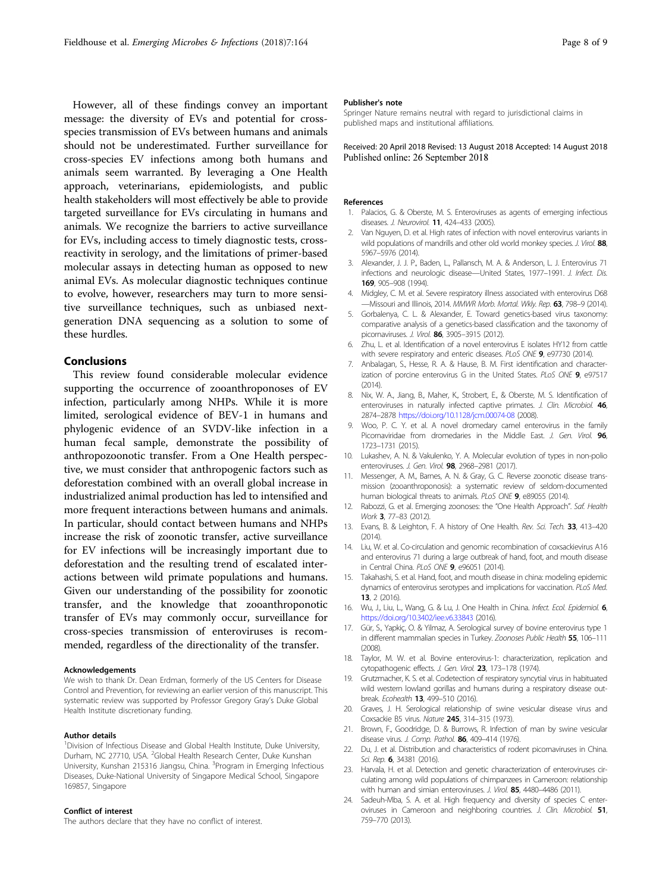However, all of these findings convey an important message: the diversity of EVs and potential for cross-species transmission of EVs between humans and animals should not be underestimated. Further surveillance for cross-species EV infections among both humans and animals seem warranted. By leveraging a One Health approach, veterinarians, epidemiologists, and public health stakeholders will most effectively be able to provide targeted surveillance for EVs circulating in humans and animals. We recognize the barriers to active surveillance for EVs, including access to timely diagnostic tests, cross-reactivity in serology, and the limitations of primer-based molecular assays in detecting human as opposed to new animal EVs. As molecular diagnostic techniques continue to evolve, however, researchers may turn to more sensitive surveillance techniques, such as unbiased next-generation DNA sequencing as a solution to some of these hurdles.

## Conclusions

This review found considerable molecular evidence supporting the occurrence of zooanthroponoses of EV infection, particularly among NHPs. While it is more limited, serological evidence of BEV-1 in humans and phylogenic evidence of an SVDV-like infection in a human fecal sample, demonstrate the possibility of anthropozoonotic transfer. From a One Health perspective, we must consider that anthropogenic factors such as deforestation combined with an overall global increase in industrialized animal production has led to intensified and more frequent interactions between humans and animals. In particular, should contact between humans and NHPs increase the risk of zoonotic transfer, active surveillance for EV infections will be increasingly important due to deforestation and the resulting trend of escalated interactions between wild primate populations and humans. Given our understanding of the possibility for zoonotic transfer, and the knowledge that zooanthroponotic transfer of EVs may commonly occur, surveillance for cross-species transmission of enteroviruses is recommended, regardless of the directionality of the transfer.

#### Acknowledgements

We wish to thank Dr. Dean Erdman, formerly of the US Centers for Disease Control and Prevention, for reviewing an earlier version of this manuscript. This systematic review was supported by Professor Gregory Gray's Duke Global Health Institute discretionary funding.

#### Author details

[1]Division of Infectious Disease and Global Health Institute, Duke University, Durham, NC 27710, USA. [2]Global Health Research Center, Duke Kunshan University, Kunshan 215316 Jiangsu, China. [3]Program in Emerging Infectious Diseases, Duke-National University of Singapore Medical School, Singapore 169857, Singapore

#### Conflict of interest

The authors declare that they have no conflict of interest.

#### Publisher's note

Springer Nature remains neutral with regard to jurisdictional claims in published maps and institutional affiliations.

Received: 20 April 2018 Revised: 13 August 2018 Accepted: 14 August 2018
Published online: 26 September 2018

#### References

1. Palacios, G. & Oberste, M. S. Enteroviruses as agents of emerging infectious diseases. *J. Neurovirol.* **11**, 424–433 (2005).
2. Van Nguyen, D. et al. High rates of infection with novel enterovirus variants in wild populations of mandrills and other old world monkey species. *J. Virol.* **88**, 5967–5976 (2014).
3. Alexander, J. J. P., Baden, L., Pallansch, M. A. & Anderson, L. J. Enterovirus 71 infections and neurologic disease—United States, 1977–1991. *J. Infect. Dis.* **169**, 905–908 (1994).
4. Midgley, C. M. et al. Severe respiratory illness associated with enterovirus D68—Missouri and Illinois, 2014. *MMWR Morb. Mortal. Wkly. Rep.* **63**, 798–9 (2014).
5. Gorbalenya, C. L. & Alexander, E. Toward genetics-based virus taxonomy: comparative analysis of a genetics-based classification and the taxonomy of picornaviruses. *J. Virol.* **86**, 3905–3915 (2012).
6. Zhu, L. et al. Identification of a novel enterovirus E isolates HY12 from cattle with severe respiratory and enteric diseases. *PLoS ONE* **9**, e97730 (2014).
7. Anbalagan, S., Hesse, R. A. & Hause, B. M. First identification and characterization of porcine enterovirus G in the United States. *PLoS ONE* **9**, e97517 (2014).
8. Nix, W. A., Jiang, B., Maher, K., Strobert, E., & Oberste, M. S. Identification of enteroviruses in naturally infected captive primates. *J. Clin. Microbiol.* **46**, 2874–2878 https://doi.org/10.1128/jcm.00074-08 (2008).
9. Woo, P. C. Y. et al. A novel dromedary camel enterovirus in the family Picornaviridae from dromedaries in the Middle East. *J. Gen. Virol.* **96**, 1723–1731 (2015).
10. Lukashev, A. N. & Vakulenko, Y. A. Molecular evolution of types in non-polio enteroviruses. *J. Gen. Virol.* **98**, 2968–2981 (2017).
11. Messenger, A. M., Barnes, A. N. & Gray, G. C. Reverse zoonotic disease transmission (zooanthroponosis): a systematic review of seldom-documented human biological threats to animals. *PLoS ONE* **9**, e89055 (2014).
12. Rabozzi, G. et al. Emerging zoonoses: the "One Health Approach". *Saf. Health Work* **3**, 77–83 (2012).
13. Evans, B. & Leighton, F. A history of One Health. *Rev. Sci. Tech.* **33**, 413–420 (2014).
14. Liu, W. et al. Co-circulation and genomic recombination of coxsackievirus A16 and enterovirus 71 during a large outbreak of hand, foot, and mouth disease in Central China. *PLoS ONE* **9**, e96051 (2014).
15. Takahashi, S. et al. Hand, foot, and mouth disease in china: modeling epidemic dynamics of enterovirus serotypes and implications for vaccination. *PLoS Med.* **13**, 2 (2016).
16. Wu, J., Liu, L., Wang, G. & Lu, J. One Health in China. *Infect. Ecol. Epidemiol.* **6**, https://doi.org/10.3402/iee.v6.33843 (2016).
17. Gür, S., Yapkiç, O. & Yilmaz, A. Serological survey of bovine enterovirus type 1 in different mammalian species in Turkey. *Zoonoses Public Health* **55**, 106–111 (2008).
18. Taylor, M. W. et al. Bovine enterovirus-1: characterization, replication and cytopathogenic effects. *J. Gen. Virol.* **23**, 173–178 (1974).
19. Grutzmacher, K. S. et al. Codetection of respiratory syncytial virus in habituated wild western lowland gorillas and humans during a respiratory disease outbreak. *Ecohealth* **13**, 499–510 (2016).
20. Graves, J. H. Serological relationship of swine vesicular disease virus and Coxsackie B5 virus. *Nature* **245**, 314–315 (1973).
21. Brown, F., Goodridge, D. & Burrows, R. Infection of man by swine vesicular disease virus. *J. Comp. Pathol.* **86**, 409–414 (1976).
22. Du, J. et al. Distribution and characteristics of rodent picornaviruses in China. *Sci. Rep.* **6**, 34381 (2016).
23. Harvala, H. et al. Detection and genetic characterization of enteroviruses circulating among wild populations of chimpanzees in Cameroon: relationship with human and simian enteroviruses. *J. Virol.* **85**, 4480–4486 (2011).
24. Sadeuh-Mba, S. A. et al. High frequency and diversity of species C enteroviruses in Cameroon and neighboring countries. *J. Clin. Microbiol.* **51**, 759–770 (2013).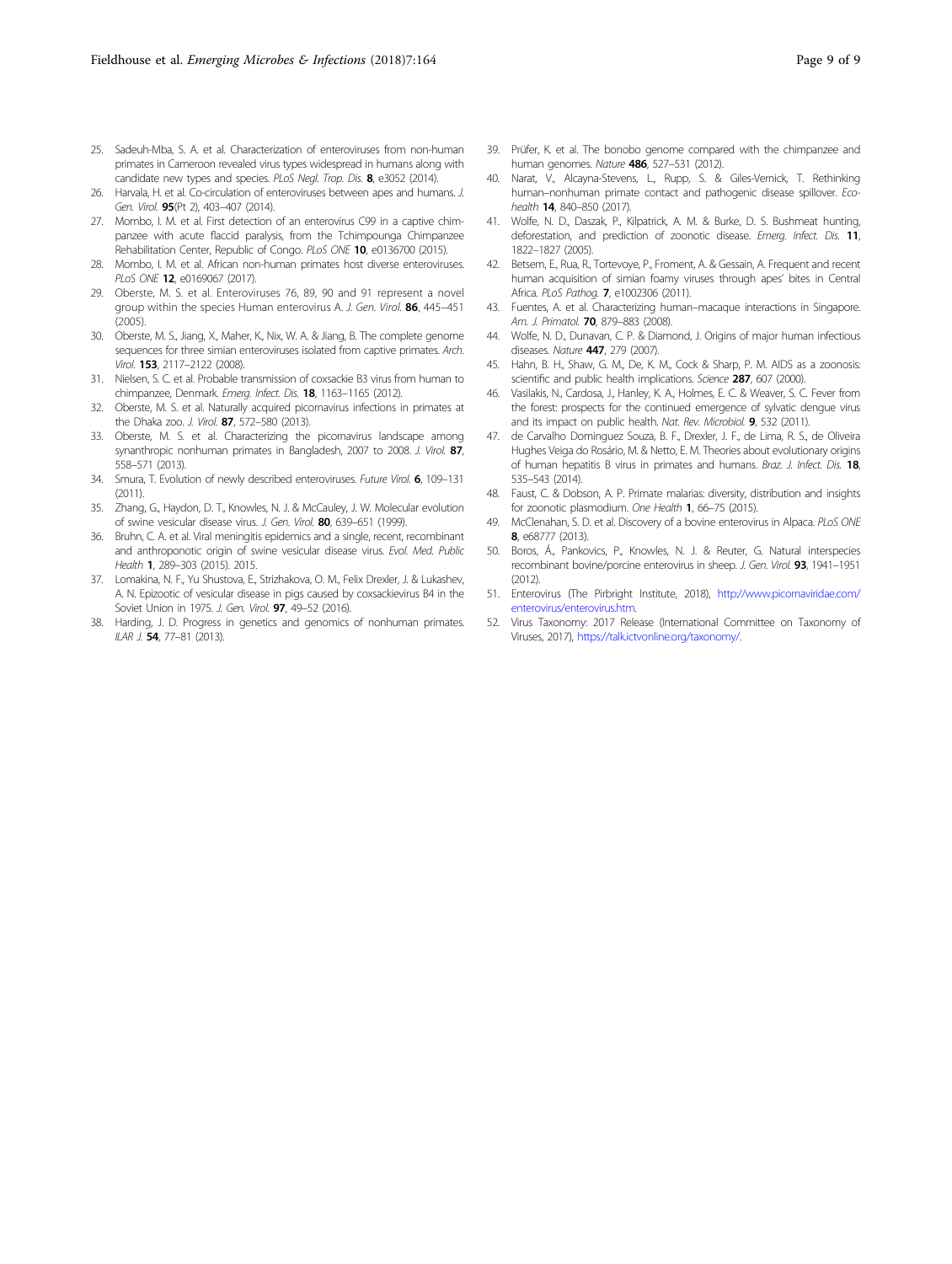25. Sadeuh-Mba, S. A. et al. Characterization of enteroviruses from non-human primates in Cameroon revealed virus types widespread in humans along with candidate new types and species. *PLoS Negl. Trop. Dis.* **8**, e3052 (2014).
26. Harvala, H. et al. Co-circulation of enteroviruses between apes and humans. *J. Gen. Virol.* **95**(Pt 2), 403–407 (2014).
27. Mombo, I. M. et al. First detection of an enterovirus C99 in a captive chimpanzee with acute flaccid paralysis, from the Tchimpounga Chimpanzee Rehabilitation Center, Republic of Congo. *PLoS ONE* **10**, e0136700 (2015).
28. Mombo, I. M. et al. African non-human primates host diverse enteroviruses. *PLoS ONE* **12**, e0169067 (2017).
29. Oberste, M. S. et al. Enteroviruses 76, 89, 90 and 91 represent a novel group within the species Human enterovirus A. *J. Gen. Virol.* **86**, 445–451 (2005).
30. Oberste, M. S., Jiang, X., Maher, K., Nix, W. A. & Jiang, B. The complete genome sequences for three simian enteroviruses isolated from captive primates. *Arch. Virol.* **153**, 2117–2122 (2008).
31. Nielsen, S. C. et al. Probable transmission of coxsackie B3 virus from human to chimpanzee, Denmark. *Emerg. Infect. Dis.* **18**, 1163–1165 (2012).
32. Oberste, M. S. et al. Naturally acquired picornavirus infections in primates at the Dhaka zoo. *J. Virol.* **87**, 572–580 (2013).
33. Oberste, M. S. et al. Characterizing the picornavirus landscape among synanthropic nonhuman primates in Bangladesh, 2007 to 2008. *J. Virol.* **87**, 558–571 (2013).
34. Smura, T. Evolution of newly described enteroviruses. *Future Virol.* **6**, 109–131 (2011).
35. Zhang, G., Haydon, D. T., Knowles, N. J. & McCauley, J. W. Molecular evolution of swine vesicular disease virus. *J. Gen. Virol.* **80**, 639–651 (1999).
36. Bruhn, C. A. et al. Viral meningitis epidemics and a single, recent, recombinant and anthroponotic origin of swine vesicular disease virus. *Evol. Med. Public Health* **1**, 289–303 (2015). 2015.
37. Lomakina, N. F., Yu Shustova, E., Strizhakova, O. M., Felix Drexler, J. & Lukashev, A. N. Epizootic of vesicular disease in pigs caused by coxsackievirus B4 in the Soviet Union in 1975. *J. Gen. Virol.* **97**, 49–52 (2016).
38. Harding, J. D. Progress in genetics and genomics of nonhuman primates. *ILAR J.* **54**, 77–81 (2013).
39. Prüfer, K. et al. The bonobo genome compared with the chimpanzee and human genomes. *Nature* **486**, 527–531 (2012).
40. Narat, V., Alcayna-Stevens, L., Rupp, S. & Giles-Vernick, T. Rethinking human–nonhuman primate contact and pathogenic disease spillover. *Ecohealth* **14**, 840–850 (2017).
41. Wolfe, N. D., Daszak, P., Kilpatrick, A. M. & Burke, D. S. Bushmeat hunting, deforestation, and prediction of zoonotic disease. *Emerg. Infect. Dis.* **11**, 1822–1827 (2005).
42. Betsem, E., Rua, R., Tortevoye, P., Froment, A. & Gessain, A. Frequent and recent human acquisition of simian foamy viruses through apes' bites in Central Africa. *PLoS Pathog.* **7**, e1002306 (2011).
43. Fuentes, A. et al. Characterizing human–macaque interactions in Singapore. *Am. J. Primatol.* **70**, 879–883 (2008).
44. Wolfe, N. D., Dunavan, C. P. & Diamond, J. Origins of major human infectious diseases. *Nature* **447**, 279 (2007).
45. Hahn, B. H., Shaw, G. M., De, K. M., Cock & Sharp, P. M. AIDS as a zoonosis: scientific and public health implications. *Science* **287**, 607 (2000).
46. Vasilakis, N., Cardosa, J., Hanley, K. A., Holmes, E. C. & Weaver, S. C. Fever from the forest: prospects for the continued emergence of sylvatic dengue virus and its impact on public health. *Nat. Rev. Microbiol.* **9**, 532 (2011).
47. de Carvalho Dominguez Souza, B. F., Drexler, J. F., de Lima, R. S., de Oliveira Hughes Veiga do Rosário, M. & Netto, E. M. Theories about evolutionary origins of human hepatitis B virus in primates and humans. *Braz. J. Infect. Dis.* **18**, 535–543 (2014).
48. Faust, C. & Dobson, A. P. Primate malarias: diversity, distribution and insights for zoonotic plasmodium. *One Health* **1**, 66–75 (2015).
49. McClenahan, S. D. et al. Discovery of a bovine enterovirus in Alpaca. *PLoS ONE* **8**, e68777 (2013).
50. Boros, Á., Pankovics, P., Knowles, N. J. & Reuter, G. Natural interspecies recombinant bovine/porcine enterovirus in sheep. *J. Gen. Virol.* **93**, 1941–1951 (2012).
51. Enterovirus (The Pirbright Institute, 2018), http://www.picornaviridae.com/enterovirus/enterovirus.htm.
52. Virus Taxonomy: 2017 Release (International Committee on Taxonomy of Viruses, 2017), https://talk.ictvonline.org/taxonomy/.